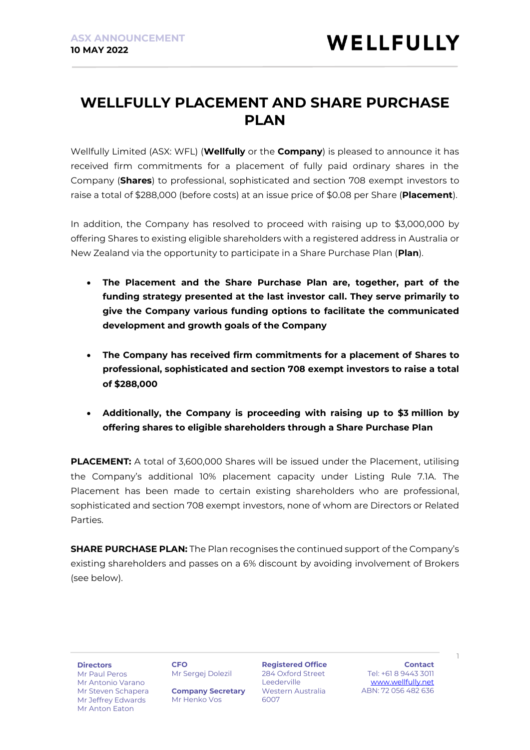ASX ANNOUNCEMENT
**10 MAY 2022**

# WELLFULLY PLACEMENT AND SHARE PURCHASE PLAN

Wellfully Limited (ASX: WFL) (**Wellfully** or the **Company**) is pleased to announce it has received firm commitments for a placement of fully paid ordinary shares in the Company (**Shares**) to professional, sophisticated and section 708 exempt investors to raise a total of $288,000 (before costs) at an issue price of $0.08 per Share (**Placement**).

In addition, the Company has resolved to proceed with raising up to $3,000,000 by offering Shares to existing eligible shareholders with a registered address in Australia or New Zealand via the opportunity to participate in a Share Purchase Plan (**Plan**).

- **The Placement and the Share Purchase Plan are, together, part of the funding strategy presented at the last investor call. They serve primarily to give the Company various funding options to facilitate the communicated development and growth goals of the Company**

- **The Company has received firm commitments for a placement of Shares to professional, sophisticated and section 708 exempt investors to raise a total of $288,000**

- **Additionally, the Company is proceeding with raising up to $3 million by offering shares to eligible shareholders through a Share Purchase Plan**

**PLACEMENT:** A total of 3,600,000 Shares will be issued under the Placement, utilising the Company's additional 10% placement capacity under Listing Rule 7.1A. The Placement has been made to certain existing shareholders who are professional, sophisticated and section 708 exempt investors, none of whom are Directors or Related Parties.

**SHARE PURCHASE PLAN:** The Plan recognises the continued support of the Company's existing shareholders and passes on a 6% discount by avoiding involvement of Brokers (see below).

**Directors**
Mr Paul Peros
Mr Antonio Varano
Mr Steven Schapera
Mr Jeffrey Edwards
Mr Anton Eaton

**CFO**
Mr Sergej Dolezil

**Company Secretary**
Mr Henko Vos

**Registered Office**
284 Oxford Street
Leederville
Western Australia
6007

**Contact**
Tel: +61 8 9443 3011
www.wellfully.net
ABN: 72 056 482 636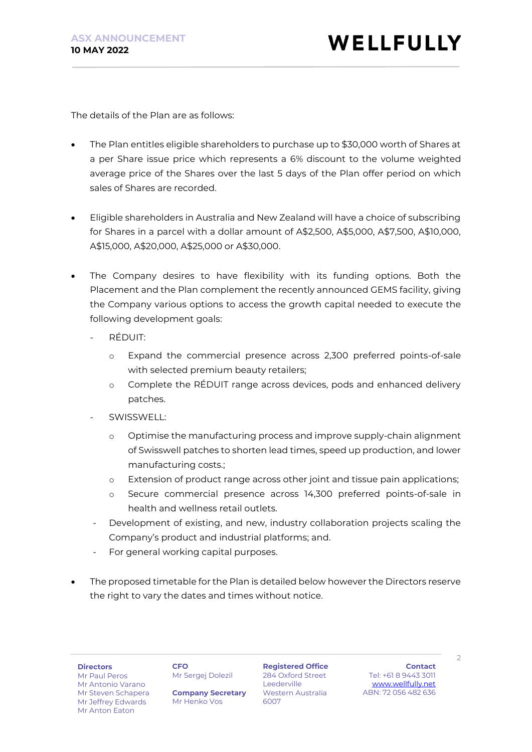The details of the Plan are as follows:

- The Plan entitles eligible shareholders to purchase up to $30,000 worth of Shares at a per Share issue price which represents a 6% discount to the volume weighted average price of the Shares over the last 5 days of the Plan offer period on which sales of Shares are recorded.

- Eligible shareholders in Australia and New Zealand will have a choice of subscribing for Shares in a parcel with a dollar amount of A$2,500, A$5,000, A$7,500, A$10,000, A$15,000, A$20,000, A$25,000 or A$30,000.

- The Company desires to have flexibility with its funding options. Both the Placement and the Plan complement the recently announced GEMS facility, giving the Company various options to access the growth capital needed to execute the following development goals:
  - RÉDUIT:
    - Expand the commercial presence across 2,300 preferred points-of-sale with selected premium beauty retailers;
    - Complete the RÉDUIT range across devices, pods and enhanced delivery patches.
  - SWISSWELL:
    - Optimise the manufacturing process and improve supply-chain alignment of Swisswell patches to shorten lead times, speed up production, and lower manufacturing costs.;
    - Extension of product range across other joint and tissue pain applications;
    - Secure commercial presence across 14,300 preferred points-of-sale in health and wellness retail outlets.
  - Development of existing, and new, industry collaboration projects scaling the Company's product and industrial platforms; and.
  - For general working capital purposes.

- The proposed timetable for the Plan is detailed below however the Directors reserve the right to vary the dates and times without notice.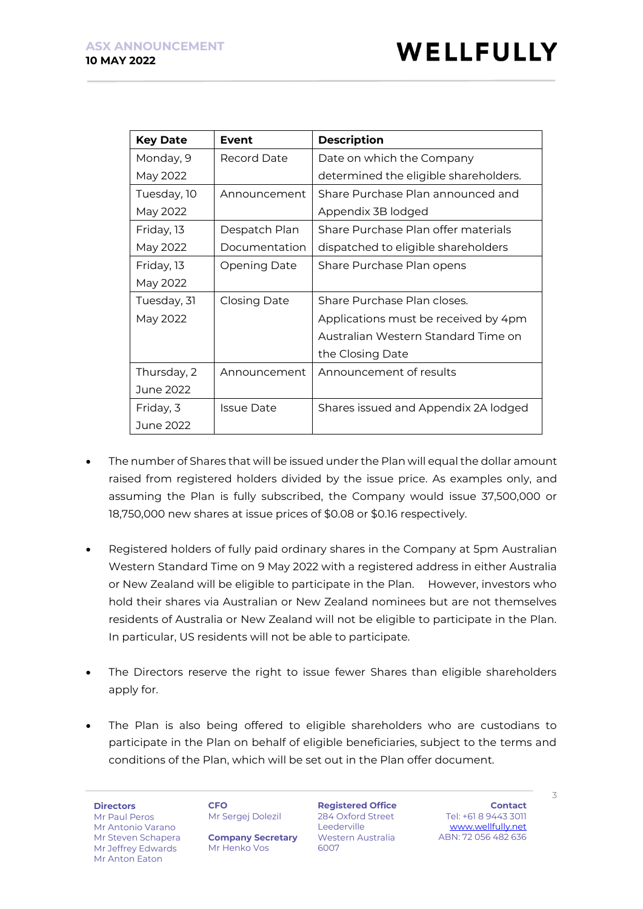| Key Date | Event | Description |
| --- | --- | --- |
| Monday, 9 May 2022 | Record Date | Date on which the Company determined the eligible shareholders. |
| Tuesday, 10 May 2022 | Announcement | Share Purchase Plan announced and Appendix 3B lodged |
| Friday, 13 May 2022 | Despatch Plan Documentation | Share Purchase Plan offer materials dispatched to eligible shareholders |
| Friday, 13 May 2022 | Opening Date | Share Purchase Plan opens |
| Tuesday, 31 May 2022 | Closing Date | Share Purchase Plan closes. Applications must be received by 4pm Australian Western Standard Time on the Closing Date |
| Thursday, 2 June 2022 | Announcement | Announcement of results |
| Friday, 3 June 2022 | Issue Date | Shares issued and Appendix 2A lodged |

- The number of Shares that will be issued under the Plan will equal the dollar amount raised from registered holders divided by the issue price. As examples only, and assuming the Plan is fully subscribed, the Company would issue 37,500,000 or 18,750,000 new shares at issue prices of $0.08 or $0.16 respectively.

- Registered holders of fully paid ordinary shares in the Company at 5pm Australian Western Standard Time on 9 May 2022 with a registered address in either Australia or New Zealand will be eligible to participate in the Plan. However, investors who hold their shares via Australian or New Zealand nominees but are not themselves residents of Australia or New Zealand will not be eligible to participate in the Plan. In particular, US residents will not be able to participate.

- The Directors reserve the right to issue fewer Shares than eligible shareholders apply for.

- The Plan is also being offered to eligible shareholders who are custodians to participate in the Plan on behalf of eligible beneficiaries, subject to the terms and conditions of the Plan, which will be set out in the Plan offer document.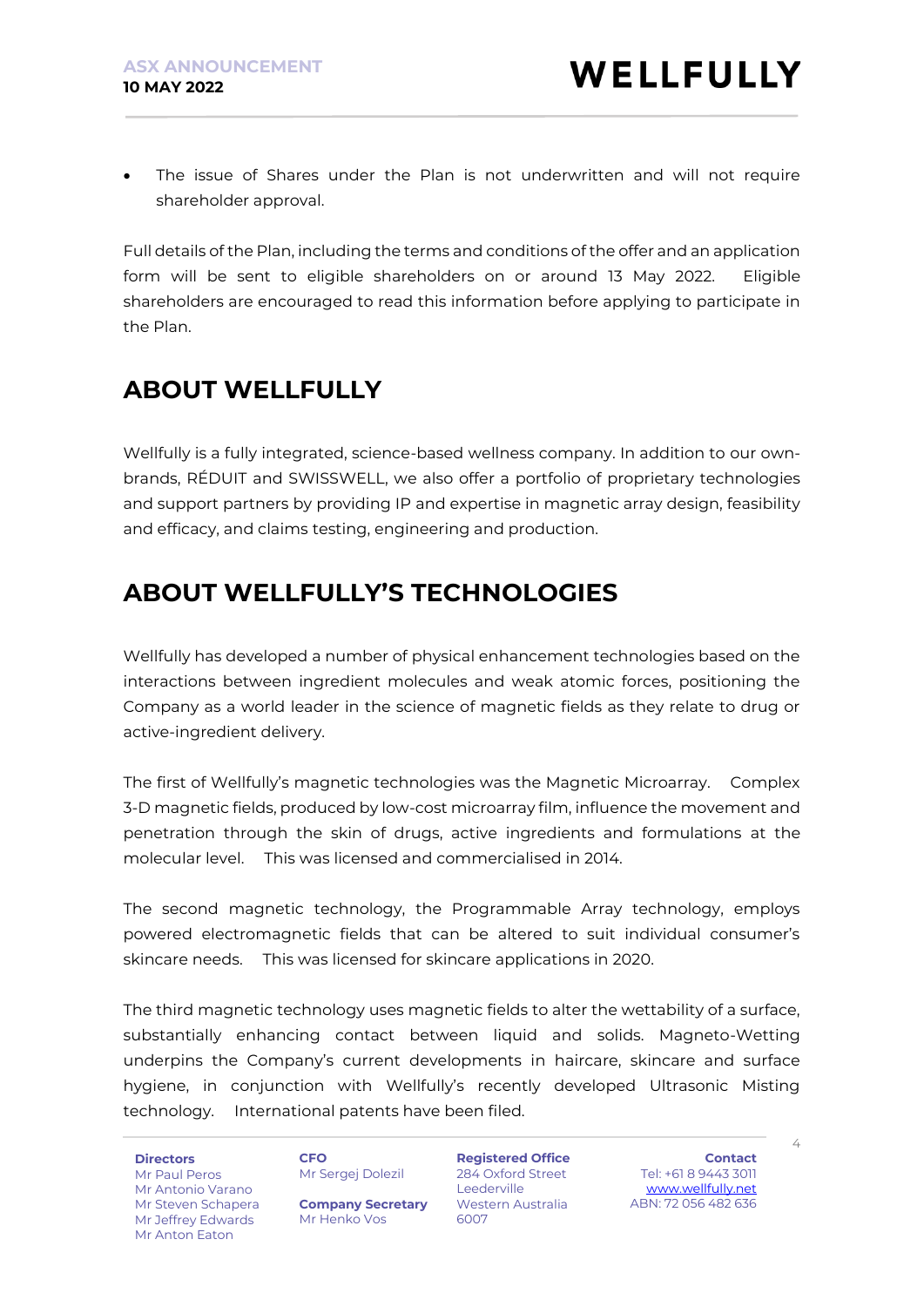- The issue of Shares under the Plan is not underwritten and will not require shareholder approval.

Full details of the Plan, including the terms and conditions of the offer and an application form will be sent to eligible shareholders on or around 13 May 2022. Eligible shareholders are encouraged to read this information before applying to participate in the Plan.

## ABOUT WELLFULLY

Wellfully is a fully integrated, science-based wellness company. In addition to our own-brands, RÉDUIT and SWISSWELL, we also offer a portfolio of proprietary technologies and support partners by providing IP and expertise in magnetic array design, feasibility and efficacy, and claims testing, engineering and production.

## ABOUT WELLFULLY'S TECHNOLOGIES

Wellfully has developed a number of physical enhancement technologies based on the interactions between ingredient molecules and weak atomic forces, positioning the Company as a world leader in the science of magnetic fields as they relate to drug or active-ingredient delivery.

The first of Wellfully's magnetic technologies was the Magnetic Microarray. Complex 3-D magnetic fields, produced by low-cost microarray film, influence the movement and penetration through the skin of drugs, active ingredients and formulations at the molecular level. This was licensed and commercialised in 2014.

The second magnetic technology, the Programmable Array technology, employs powered electromagnetic fields that can be altered to suit individual consumer's skincare needs. This was licensed for skincare applications in 2020.

The third magnetic technology uses magnetic fields to alter the wettability of a surface, substantially enhancing contact between liquid and solids. Magneto-Wetting underpins the Company's current developments in haircare, skincare and surface hygiene, in conjunction with Wellfully's recently developed Ultrasonic Misting technology. International patents have been filed.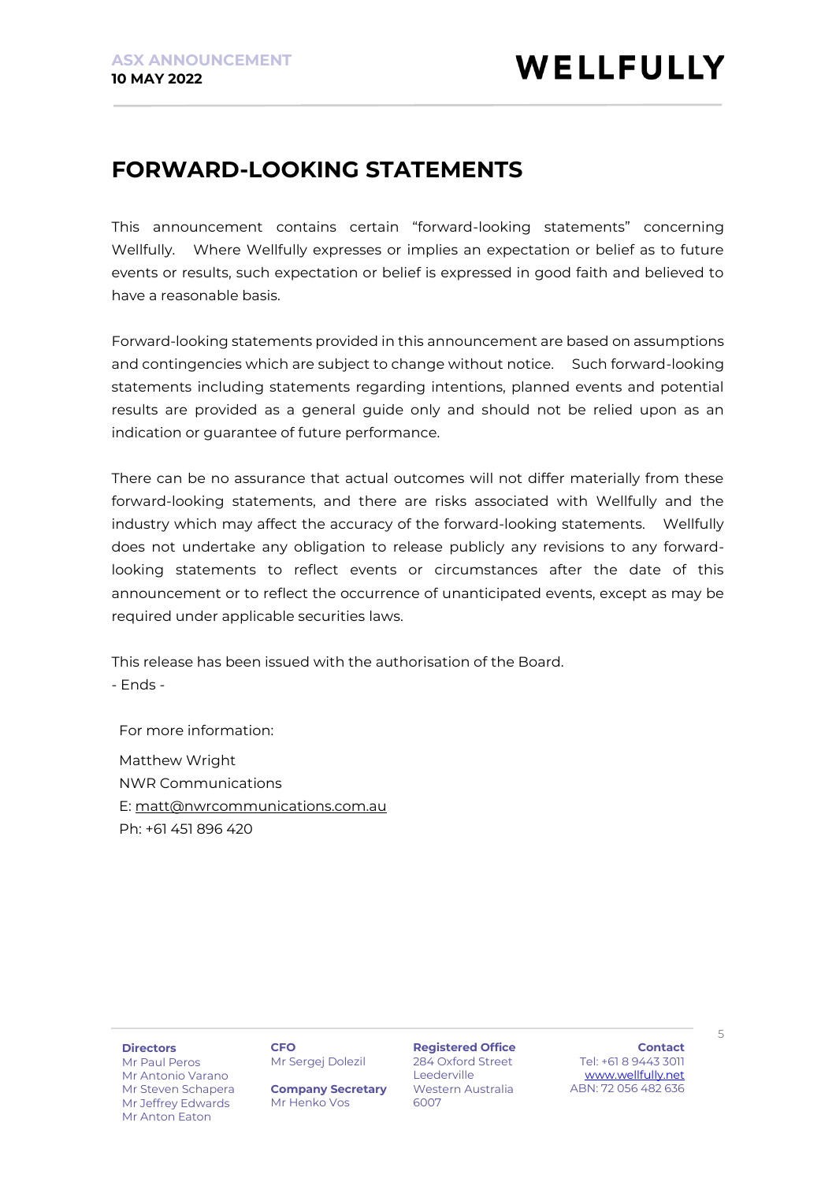# FORWARD-LOOKING STATEMENTS

This announcement contains certain "forward-looking statements" concerning Wellfully. Where Wellfully expresses or implies an expectation or belief as to future events or results, such expectation or belief is expressed in good faith and believed to have a reasonable basis.

Forward-looking statements provided in this announcement are based on assumptions and contingencies which are subject to change without notice. Such forward-looking statements including statements regarding intentions, planned events and potential results are provided as a general guide only and should not be relied upon as an indication or guarantee of future performance.

There can be no assurance that actual outcomes will not differ materially from these forward-looking statements, and there are risks associated with Wellfully and the industry which may affect the accuracy of the forward-looking statements. Wellfully does not undertake any obligation to release publicly any revisions to any forward-looking statements to reflect events or circumstances after the date of this announcement or to reflect the occurrence of unanticipated events, except as may be required under applicable securities laws.

This release has been issued with the authorisation of the Board.

- Ends -

For more information:

Matthew Wright
NWR Communications
E: matt@nwrcommunications.com.au
Ph: +61 451 896 420

**Directors**
Mr Paul Peros
Mr Antonio Varano
Mr Steven Schapera
Mr Jeffrey Edwards
Mr Anton Eaton

**CFO**
Mr Sergej Dolezil

**Company Secretary**
Mr Henko Vos

**Registered Office**
284 Oxford Street
Leederville
Western Australia
6007

**Contact**
Tel: +61 8 9443 3011
www.wellfully.net
ABN: 72 056 482 636